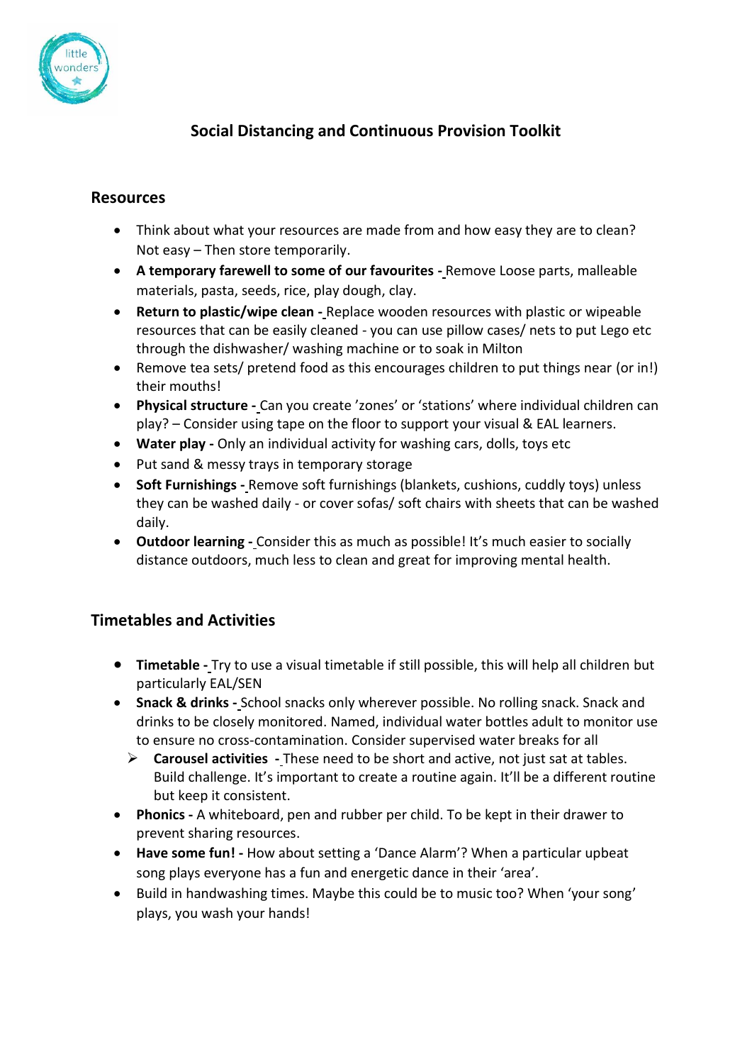# Social Distancing and Continuous Provision Toolkit

## Resources

- Think about what your resources are made from and how easy they are to clean? Not easy – Then store temporarily.
- **A temporary farewell to some of our favourites -** Remove Loose parts, malleable materials, pasta, seeds, rice, play dough, clay.
- **Return to plastic/wipe clean -** Replace wooden resources with plastic or wipeable resources that can be easily cleaned - you can use pillow cases/ nets to put Lego etc through the dishwasher/ washing machine or to soak in Milton
- Remove tea sets/ pretend food as this encourages children to put things near (or in!) their mouths!
- **Physical structure -** Can you create 'zones' or 'stations' where individual children can play? – Consider using tape on the floor to support your visual & EAL learners.
- **Water play -** Only an individual activity for washing cars, dolls, toys etc
- Put sand & messy trays in temporary storage
- **Soft Furnishings -** Remove soft furnishings (blankets, cushions, cuddly toys) unless they can be washed daily - or cover sofas/ soft chairs with sheets that can be washed daily.
- **Outdoor learning -** Consider this as much as possible! It's much easier to socially distance outdoors, much less to clean and great for improving mental health.

## Timetables and Activities

- **Timetable -** Try to use a visual timetable if still possible, this will help all children but particularly EAL/SEN
- **Snack & drinks -** School snacks only wherever possible. No rolling snack. Snack and drinks to be closely monitored. Named, individual water bottles adult to monitor use to ensure no cross-contamination. Consider supervised water breaks for all
  - **Carousel activities -** These need to be short and active, not just sat at tables. Build challenge. It's important to create a routine again. It'll be a different routine but keep it consistent.
- **Phonics -** A whiteboard, pen and rubber per child. To be kept in their drawer to prevent sharing resources.
- **Have some fun! -** How about setting a 'Dance Alarm'? When a particular upbeat song plays everyone has a fun and energetic dance in their 'area'.
- Build in handwashing times. Maybe this could be to music too? When 'your song' plays, you wash your hands!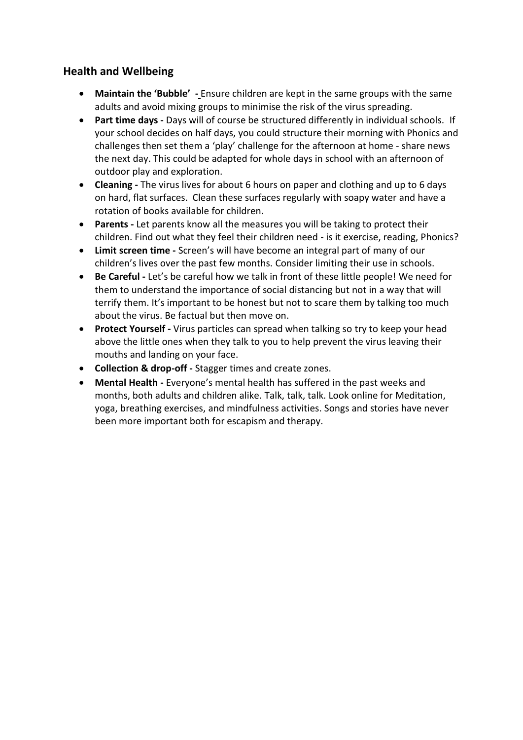## Health and Wellbeing

- **Maintain the 'Bubble' -** Ensure children are kept in the same groups with the same adults and avoid mixing groups to minimise the risk of the virus spreading.
- **Part time days -** Days will of course be structured differently in individual schools. If your school decides on half days, you could structure their morning with Phonics and challenges then set them a 'play' challenge for the afternoon at home - share news the next day. This could be adapted for whole days in school with an afternoon of outdoor play and exploration.
- **Cleaning -** The virus lives for about 6 hours on paper and clothing and up to 6 days on hard, flat surfaces. Clean these surfaces regularly with soapy water and have a rotation of books available for children.
- **Parents -** Let parents know all the measures you will be taking to protect their children. Find out what they feel their children need - is it exercise, reading, Phonics?
- **Limit screen time -** Screen's will have become an integral part of many of our children's lives over the past few months. Consider limiting their use in schools.
- **Be Careful -** Let's be careful how we talk in front of these little people! We need for them to understand the importance of social distancing but not in a way that will terrify them. It's important to be honest but not to scare them by talking too much about the virus. Be factual but then move on.
- **Protect Yourself -** Virus particles can spread when talking so try to keep your head above the little ones when they talk to you to help prevent the virus leaving their mouths and landing on your face.
- **Collection & drop-off -** Stagger times and create zones.
- **Mental Health -** Everyone's mental health has suffered in the past weeks and months, both adults and children alike. Talk, talk, talk. Look online for Meditation, yoga, breathing exercises, and mindfulness activities. Songs and stories have never been more important both for escapism and therapy.